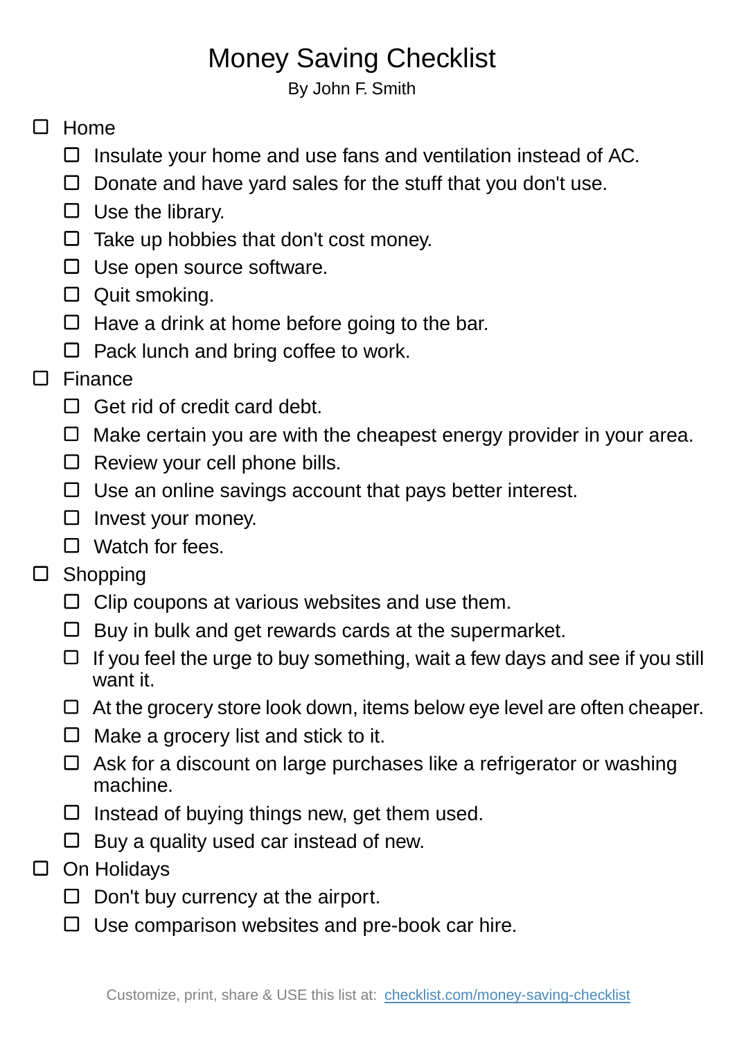# Money Saving Checklist

By John F. Smith

- [ ] Home
  - [ ] Insulate your home and use fans and ventilation instead of AC.
  - [ ] Donate and have yard sales for the stuff that you don't use.
  - [ ] Use the library.
  - [ ] Take up hobbies that don't cost money.
  - [ ] Use open source software.
  - [ ] Quit smoking.
  - [ ] Have a drink at home before going to the bar.
  - [ ] Pack lunch and bring coffee to work.
- [ ] Finance
  - [ ] Get rid of credit card debt.
  - [ ] Make certain you are with the cheapest energy provider in your area.
  - [ ] Review your cell phone bills.
  - [ ] Use an online savings account that pays better interest.
  - [ ] Invest your money.
  - [ ] Watch for fees.
- [ ] Shopping
  - [ ] Clip coupons at various websites and use them.
  - [ ] Buy in bulk and get rewards cards at the supermarket.
  - [ ] If you feel the urge to buy something, wait a few days and see if you still want it.
  - [ ] At the grocery store look down, items below eye level are often cheaper.
  - [ ] Make a grocery list and stick to it.
  - [ ] Ask for a discount on large purchases like a refrigerator or washing machine.
  - [ ] Instead of buying things new, get them used.
  - [ ] Buy a quality used car instead of new.
- [ ] On Holidays
  - [ ] Don't buy currency at the airport.
  - [ ] Use comparison websites and pre-book car hire.

Customize, print, share & USE this list at: [checklist.com/money-saving-checklist](https://checklist.com/money-saving-checklist)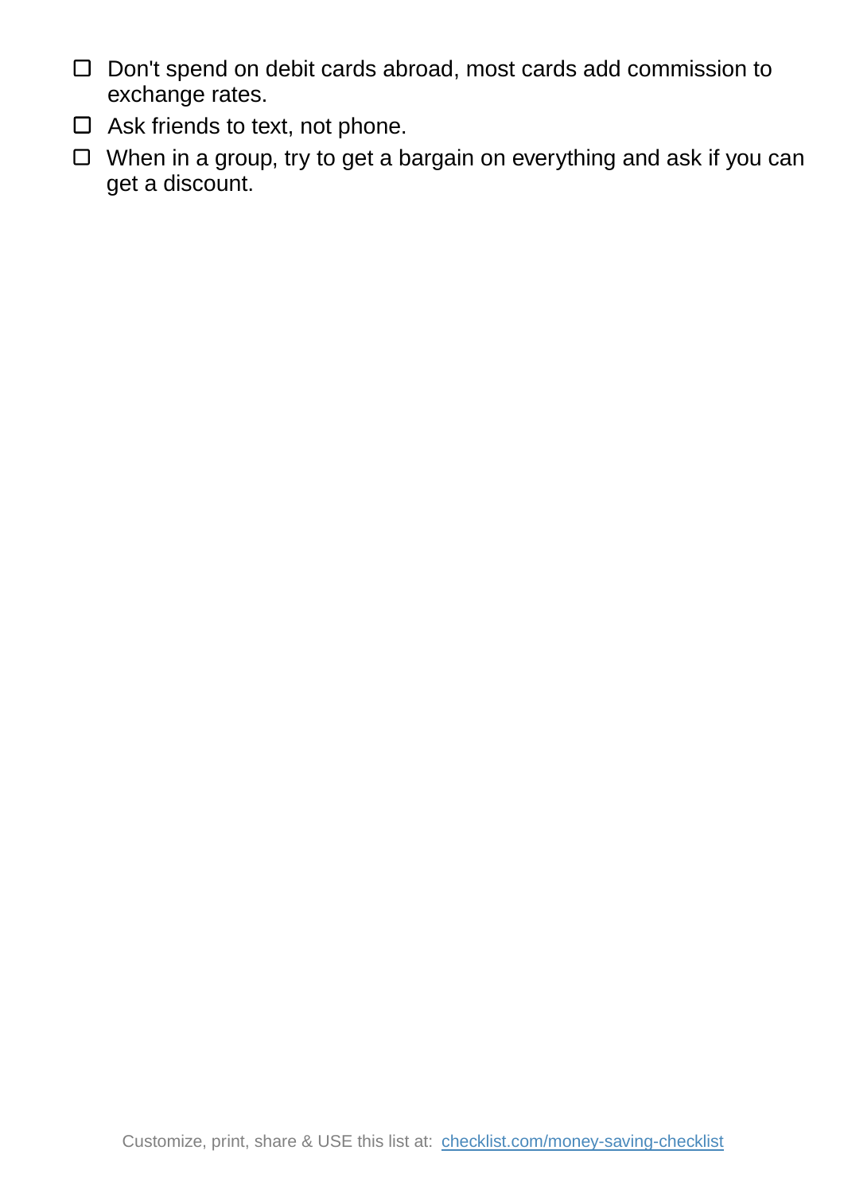- [ ] Don't spend on debit cards abroad, most cards add commission to exchange rates.
- [ ] Ask friends to text, not phone.
- [ ] When in a group, try to get a bargain on everything and ask if you can get a discount.

Customize, print, share & USE this list at: [checklist.com/money-saving-checklist](checklist.com/money-saving-checklist)